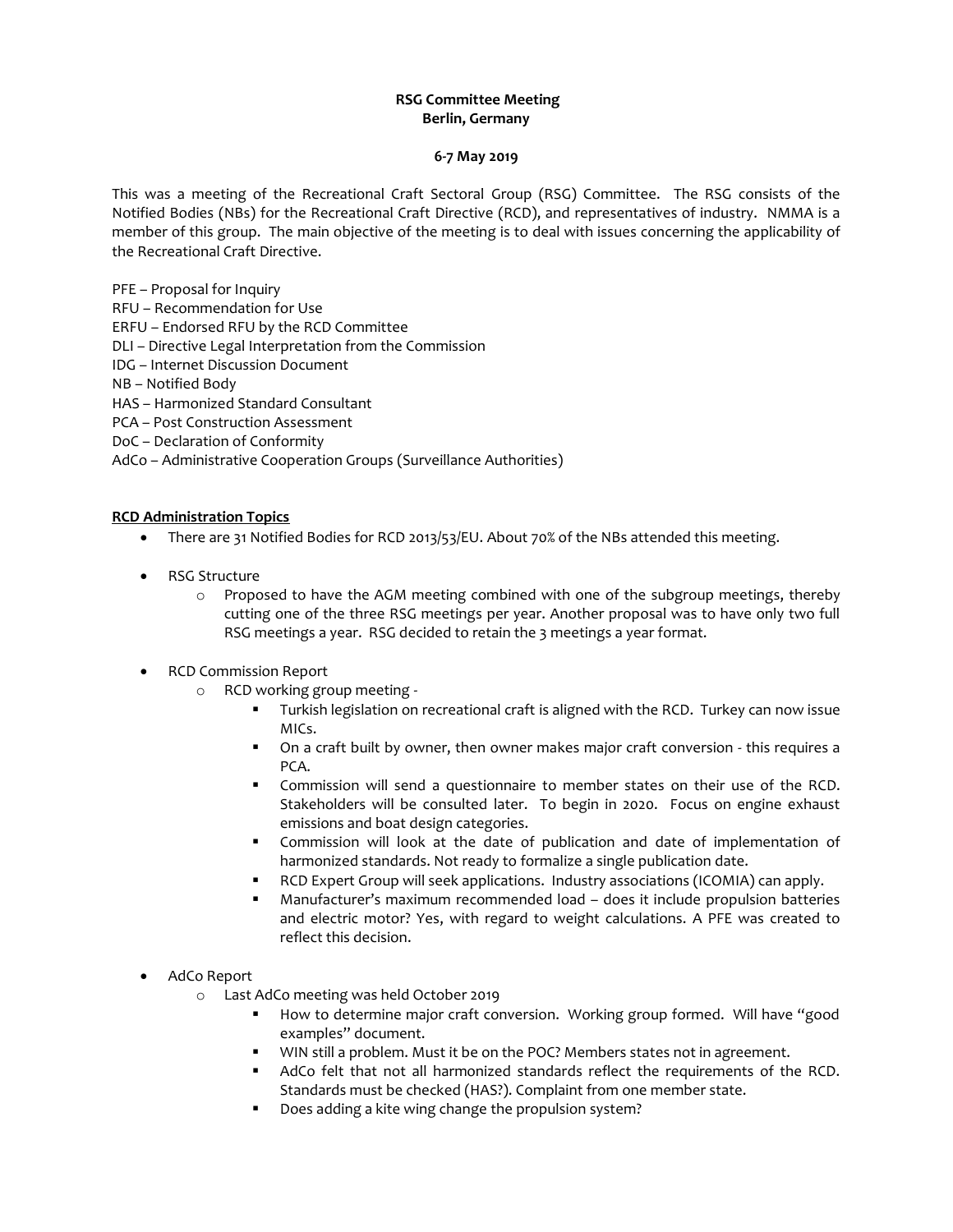**RSG Committee Meeting**
**Berlin, Germany**

**6-7 May 2019**

This was a meeting of the Recreational Craft Sectoral Group (RSG) Committee. The RSG consists of the Notified Bodies (NBs) for the Recreational Craft Directive (RCD), and representatives of industry. NMMA is a member of this group. The main objective of the meeting is to deal with issues concerning the applicability of the Recreational Craft Directive.

PFE – Proposal for Inquiry
RFU – Recommendation for Use
ERFU – Endorsed RFU by the RCD Committee
DLI – Directive Legal Interpretation from the Commission
IDG – Internet Discussion Document
NB – Notified Body
HAS – Harmonized Standard Consultant
PCA – Post Construction Assessment
DoC – Declaration of Conformity
AdCo – Administrative Cooperation Groups (Surveillance Authorities)

**RCD Administration Topics**

- There are 31 Notified Bodies for RCD 2013/53/EU. About 70% of the NBs attended this meeting.
- RSG Structure
  - Proposed to have the AGM meeting combined with one of the subgroup meetings, thereby cutting one of the three RSG meetings per year. Another proposal was to have only two full RSG meetings a year. RSG decided to retain the 3 meetings a year format.
- RCD Commission Report
  - RCD working group meeting -
    - Turkish legislation on recreational craft is aligned with the RCD. Turkey can now issue MICs.
    - On a craft built by owner, then owner makes major craft conversion - this requires a PCA.
    - Commission will send a questionnaire to member states on their use of the RCD. Stakeholders will be consulted later. To begin in 2020. Focus on engine exhaust emissions and boat design categories.
    - Commission will look at the date of publication and date of implementation of harmonized standards. Not ready to formalize a single publication date.
    - RCD Expert Group will seek applications. Industry associations (ICOMIA) can apply.
    - Manufacturer's maximum recommended load – does it include propulsion batteries and electric motor? Yes, with regard to weight calculations. A PFE was created to reflect this decision.
- AdCo Report
  - Last AdCo meeting was held October 2019
    - How to determine major craft conversion. Working group formed. Will have "good examples" document.
    - WIN still a problem. Must it be on the POC? Members states not in agreement.
    - AdCo felt that not all harmonized standards reflect the requirements of the RCD. Standards must be checked (HAS?). Complaint from one member state.
    - Does adding a kite wing change the propulsion system?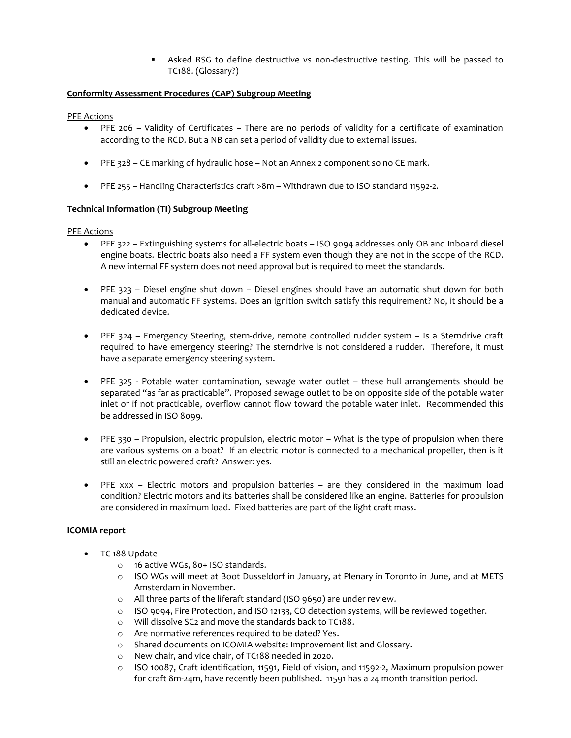- Asked RSG to define destructive vs non-destructive testing. This will be passed to TC188. (Glossary?)

**Conformity Assessment Procedures (CAP) Subgroup Meeting**

PFE Actions

- PFE 206 – Validity of Certificates – There are no periods of validity for a certificate of examination according to the RCD. But a NB can set a period of validity due to external issues.

- PFE 328 – CE marking of hydraulic hose – Not an Annex 2 component so no CE mark.

- PFE 255 – Handling Characteristics craft >8m – Withdrawn due to ISO standard 11592-2.

**Technical Information (TI) Subgroup Meeting**

PFE Actions

- PFE 322 – Extinguishing systems for all-electric boats – ISO 9094 addresses only OB and Inboard diesel engine boats. Electric boats also need a FF system even though they are not in the scope of the RCD. A new internal FF system does not need approval but is required to meet the standards.

- PFE 323 – Diesel engine shut down – Diesel engines should have an automatic shut down for both manual and automatic FF systems. Does an ignition switch satisfy this requirement? No, it should be a dedicated device.

- PFE 324 – Emergency Steering, stern-drive, remote controlled rudder system – Is a Sterndrive craft required to have emergency steering? The sterndrive is not considered a rudder. Therefore, it must have a separate emergency steering system.

- PFE 325 - Potable water contamination, sewage water outlet – these hull arrangements should be separated "as far as practicable". Proposed sewage outlet to be on opposite side of the potable water inlet or if not practicable, overflow cannot flow toward the potable water inlet. Recommended this be addressed in ISO 8099.

- PFE 330 – Propulsion, electric propulsion, electric motor – What is the type of propulsion when there are various systems on a boat? If an electric motor is connected to a mechanical propeller, then is it still an electric powered craft? Answer: yes.

- PFE xxx – Electric motors and propulsion batteries – are they considered in the maximum load condition? Electric motors and its batteries shall be considered like an engine. Batteries for propulsion are considered in maximum load. Fixed batteries are part of the light craft mass.

**ICOMIA report**

- TC 188 Update
  - 16 active WGs, 80+ ISO standards.
  - ISO WGs will meet at Boot Dusseldorf in January, at Plenary in Toronto in June, and at METS Amsterdam in November.
  - All three parts of the liferaft standard (ISO 9650) are under review.
  - ISO 9094, Fire Protection, and ISO 12133, CO detection systems, will be reviewed together.
  - Will dissolve SC2 and move the standards back to TC188.
  - Are normative references required to be dated? Yes.
  - Shared documents on ICOMIA website: Improvement list and Glossary.
  - New chair, and vice chair, of TC188 needed in 2020.
  - ISO 10087, Craft identification, 11591, Field of vision, and 11592-2, Maximum propulsion power for craft 8m-24m, have recently been published. 11591 has a 24 month transition period.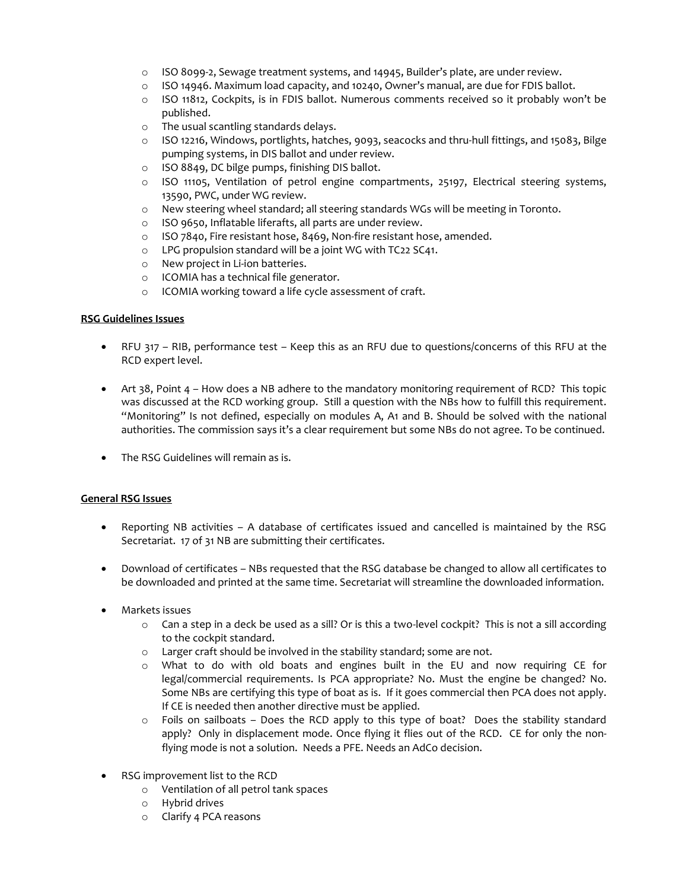- ISO 8099-2, Sewage treatment systems, and 14945, Builder's plate, are under review.
  - ISO 14946. Maximum load capacity, and 10240, Owner's manual, are due for FDIS ballot.
  - ISO 11812, Cockpits, is in FDIS ballot. Numerous comments received so it probably won't be published.
  - The usual scantling standards delays.
  - ISO 12216, Windows, portlights, hatches, 9093, seacocks and thru-hull fittings, and 15083, Bilge pumping systems, in DIS ballot and under review.
  - ISO 8849, DC bilge pumps, finishing DIS ballot.
  - ISO 11105, Ventilation of petrol engine compartments, 25197, Electrical steering systems, 13590, PWC, under WG review.
  - New steering wheel standard; all steering standards WGs will be meeting in Toronto.
  - ISO 9650, Inflatable liferafts, all parts are under review.
  - ISO 7840, Fire resistant hose, 8469, Non-fire resistant hose, amended.
  - LPG propulsion standard will be a joint WG with TC22 SC41.
  - New project in Li-ion batteries.
  - ICOMIA has a technical file generator.
  - ICOMIA working toward a life cycle assessment of craft.

**RSG Guidelines Issues**

- RFU 317 – RIB, performance test – Keep this as an RFU due to questions/concerns of this RFU at the RCD expert level.
- Art 38, Point 4 – How does a NB adhere to the mandatory monitoring requirement of RCD? This topic was discussed at the RCD working group. Still a question with the NBs how to fulfill this requirement. "Monitoring" Is not defined, especially on modules A, A1 and B. Should be solved with the national authorities. The commission says it's a clear requirement but some NBs do not agree. To be continued.
- The RSG Guidelines will remain as is.

**General RSG Issues**

- Reporting NB activities – A database of certificates issued and cancelled is maintained by the RSG Secretariat. 17 of 31 NB are submitting their certificates.
- Download of certificates – NBs requested that the RSG database be changed to allow all certificates to be downloaded and printed at the same time. Secretariat will streamline the downloaded information.
- Markets issues
  - Can a step in a deck be used as a sill? Or is this a two-level cockpit? This is not a sill according to the cockpit standard.
  - Larger craft should be involved in the stability standard; some are not.
  - What to do with old boats and engines built in the EU and now requiring CE for legal/commercial requirements. Is PCA appropriate? No. Must the engine be changed? No. Some NBs are certifying this type of boat as is. If it goes commercial then PCA does not apply. If CE is needed then another directive must be applied.
  - Foils on sailboats – Does the RCD apply to this type of boat? Does the stability standard apply? Only in displacement mode. Once flying it flies out of the RCD. CE for only the non-flying mode is not a solution. Needs a PFE. Needs an AdCo decision.
- RSG improvement list to the RCD
  - Ventilation of all petrol tank spaces
  - Hybrid drives
  - Clarify 4 PCA reasons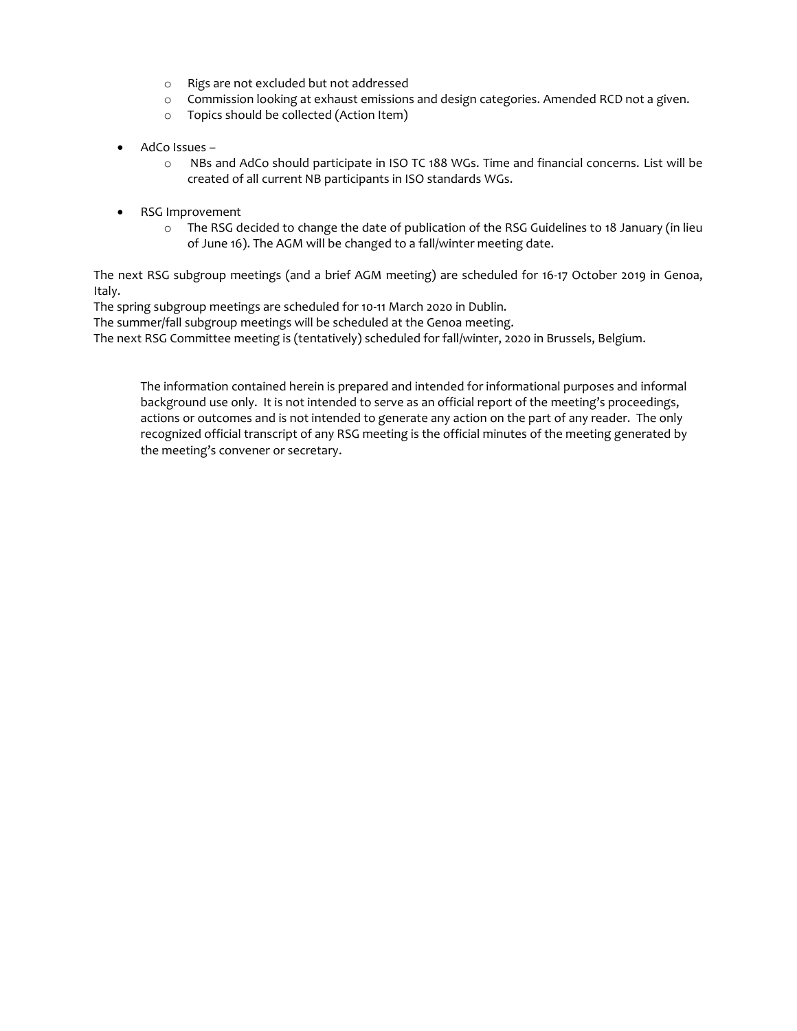- Rigs are not excluded but not addressed
  - Commission looking at exhaust emissions and design categories. Amended RCD not a given.
  - Topics should be collected (Action Item)

- AdCo Issues –
  - NBs and AdCo should participate in ISO TC 188 WGs. Time and financial concerns. List will be created of all current NB participants in ISO standards WGs.

- RSG Improvement
  - The RSG decided to change the date of publication of the RSG Guidelines to 18 January (in lieu of June 16). The AGM will be changed to a fall/winter meeting date.

The next RSG subgroup meetings (and a brief AGM meeting) are scheduled for 16-17 October 2019 in Genoa, Italy.
The spring subgroup meetings are scheduled for 10-11 March 2020 in Dublin.
The summer/fall subgroup meetings will be scheduled at the Genoa meeting.
The next RSG Committee meeting is (tentatively) scheduled for fall/winter, 2020 in Brussels, Belgium.

The information contained herein is prepared and intended for informational purposes and informal background use only. It is not intended to serve as an official report of the meeting's proceedings, actions or outcomes and is not intended to generate any action on the part of any reader. The only recognized official transcript of any RSG meeting is the official minutes of the meeting generated by the meeting's convener or secretary.